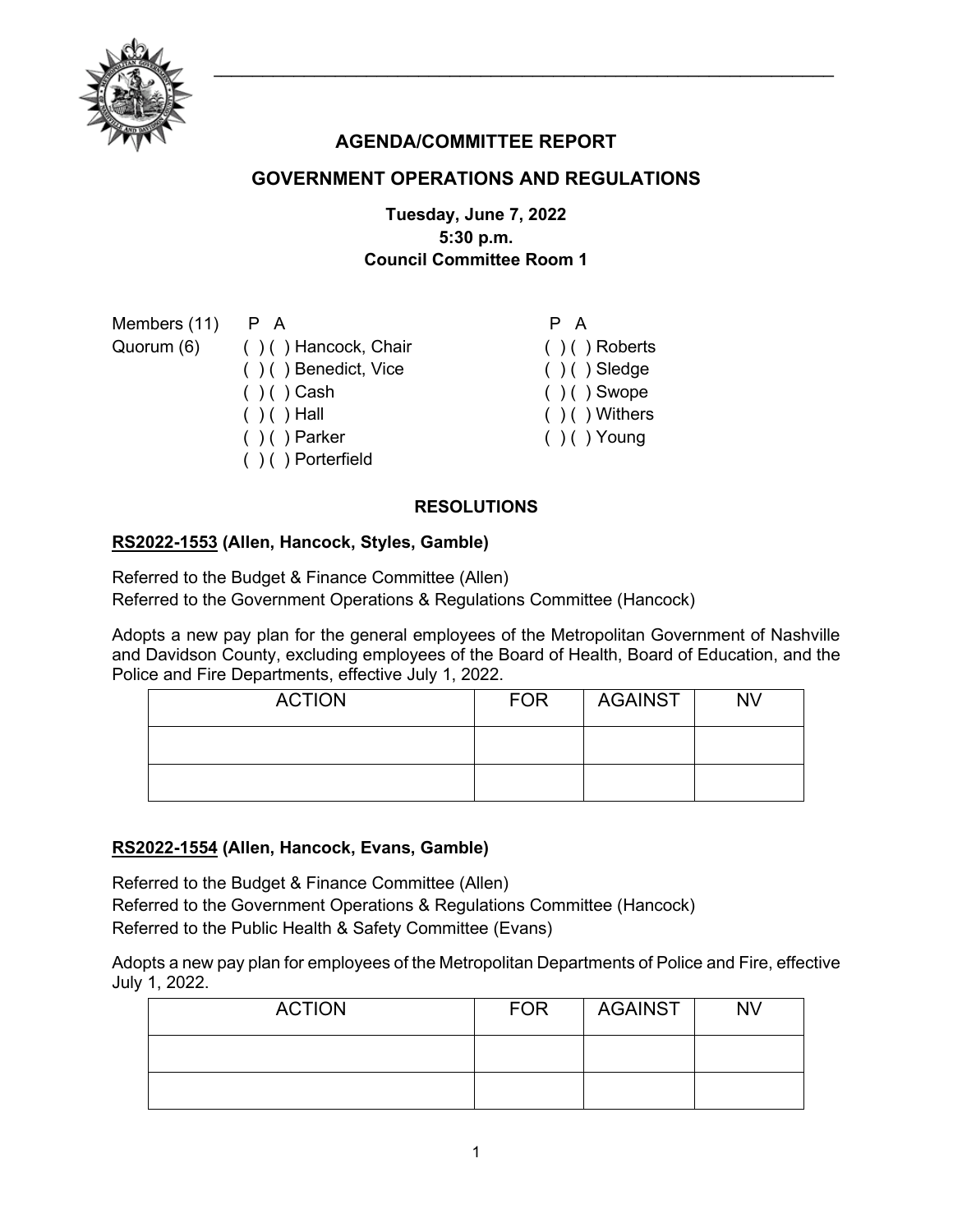## AGENDA/COMMITTEE REPORT

## GOVERNMENT OPERATIONS AND REGULATIONS

**Tuesday, June 7, 2022**
**5:30 p.m.**
**Council Committee Room 1**

| Members (11) | P | A | | P | A | |
|---|---|---|---|---|---|---|
| Quorum (6) | ( ) | ( ) | Hancock, Chair | ( ) | ( ) | Roberts |
| | ( ) | ( ) | Benedict, Vice | ( ) | ( ) | Sledge |
| | ( ) | ( ) | Cash | ( ) | ( ) | Swope |
| | ( ) | ( ) | Hall | ( ) | ( ) | Withers |
| | ( ) | ( ) | Parker | ( ) | ( ) | Young |
| | ( ) | ( ) | Porterfield | | | |

### RESOLUTIONS

**RS2022-1553 (Allen, Hancock, Styles, Gamble)**

Referred to the Budget & Finance Committee (Allen)
Referred to the Government Operations & Regulations Committee (Hancock)

Adopts a new pay plan for the general employees of the Metropolitan Government of Nashville and Davidson County, excluding employees of the Board of Health, Board of Education, and the Police and Fire Departments, effective July 1, 2022.

| ACTION | FOR | AGAINST | NV |
|---|---|---|---|
| | | | |
| | | | |

**RS2022-1554 (Allen, Hancock, Evans, Gamble)**

Referred to the Budget & Finance Committee (Allen)
Referred to the Government Operations & Regulations Committee (Hancock)
Referred to the Public Health & Safety Committee (Evans)

Adopts a new pay plan for employees of the Metropolitan Departments of Police and Fire, effective July 1, 2022.

| ACTION | FOR | AGAINST | NV |
|---|---|---|---|
| | | | |
| | | | |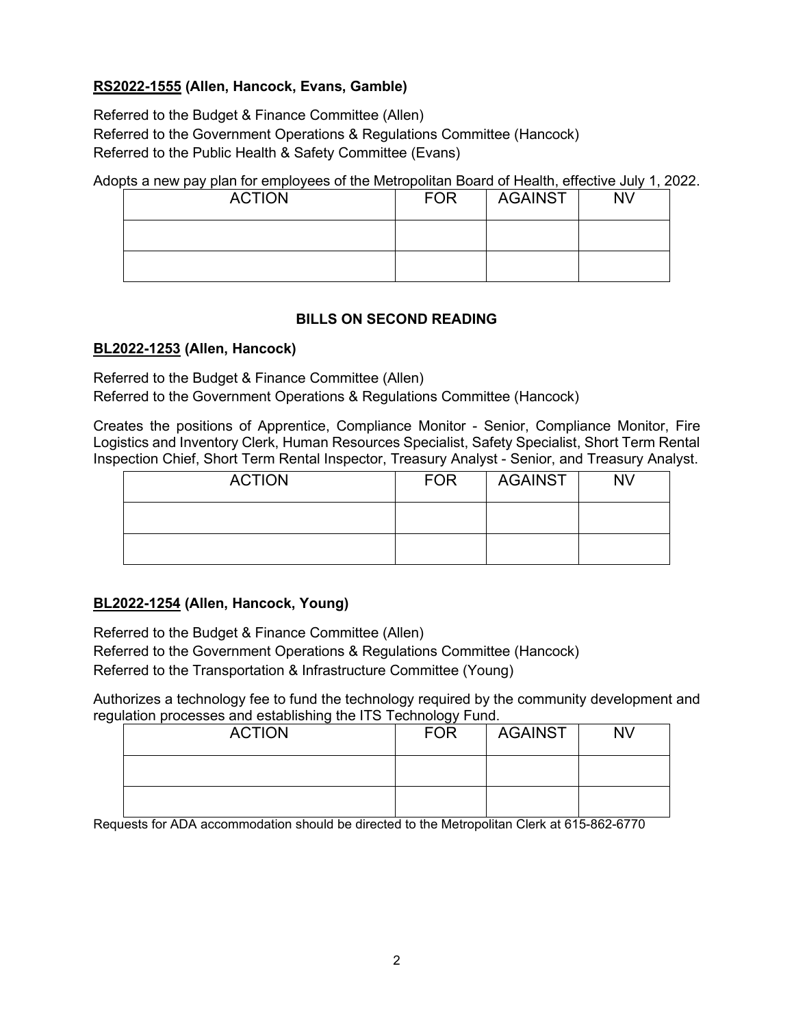**RS2022-1555 (Allen, Hancock, Evans, Gamble)**

Referred to the Budget & Finance Committee (Allen)
Referred to the Government Operations & Regulations Committee (Hancock)
Referred to the Public Health & Safety Committee (Evans)

Adopts a new pay plan for employees of the Metropolitan Board of Health, effective July 1, 2022.

| ACTION | FOR | AGAINST | NV |
|---|---|---|---|
| | | | |
| | | | |

### BILLS ON SECOND READING

**BL2022-1253 (Allen, Hancock)**

Referred to the Budget & Finance Committee (Allen)
Referred to the Government Operations & Regulations Committee (Hancock)

Creates the positions of Apprentice, Compliance Monitor - Senior, Compliance Monitor, Fire Logistics and Inventory Clerk, Human Resources Specialist, Safety Specialist, Short Term Rental Inspection Chief, Short Term Rental Inspector, Treasury Analyst - Senior, and Treasury Analyst.

| ACTION | FOR | AGAINST | NV |
|---|---|---|---|
| | | | |
| | | | |

**BL2022-1254 (Allen, Hancock, Young)**

Referred to the Budget & Finance Committee (Allen)
Referred to the Government Operations & Regulations Committee (Hancock)
Referred to the Transportation & Infrastructure Committee (Young)

Authorizes a technology fee to fund the technology required by the community development and regulation processes and establishing the ITS Technology Fund.

| ACTION | FOR | AGAINST | NV |
|---|---|---|---|
| | | | |
| | | | |

Requests for ADA accommodation should be directed to the Metropolitan Clerk at 615-862-6770